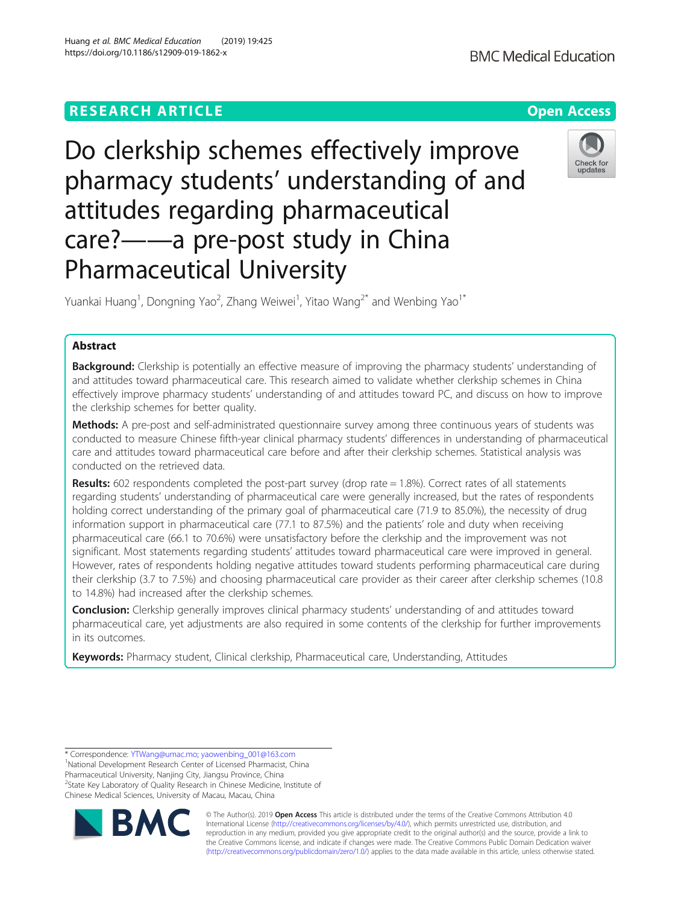RESEARCH ARTICLE

Open Access

# Do clerkship schemes effectively improve pharmacy students' understanding of and attitudes regarding pharmaceutical care?——a pre-post study in China Pharmaceutical University

Yuankai Huang[1], Dongning Yao[2], Zhang Weiwei[1], Yitao Wang[2*] and Wenbing Yao[1*]

## Abstract

**Background:** Clerkship is potentially an effective measure of improving the pharmacy students' understanding of and attitudes toward pharmaceutical care. This research aimed to validate whether clerkship schemes in China effectively improve pharmacy students' understanding of and attitudes toward PC, and discuss on how to improve the clerkship schemes for better quality.

**Methods:** A pre-post and self-administrated questionnaire survey among three continuous years of students was conducted to measure Chinese fifth-year clinical pharmacy students' differences in understanding of pharmaceutical care and attitudes toward pharmaceutical care before and after their clerkship schemes. Statistical analysis was conducted on the retrieved data.

**Results:** 602 respondents completed the post-part survey (drop rate = 1.8%). Correct rates of all statements regarding students' understanding of pharmaceutical care were generally increased, but the rates of respondents holding correct understanding of the primary goal of pharmaceutical care (71.9 to 85.0%), the necessity of drug information support in pharmaceutical care (77.1 to 87.5%) and the patients' role and duty when receiving pharmaceutical care (66.1 to 70.6%) were unsatisfactory before the clerkship and the improvement was not significant. Most statements regarding students' attitudes toward pharmaceutical care were improved in general. However, rates of respondents holding negative attitudes toward students performing pharmaceutical care during their clerkship (3.7 to 7.5%) and choosing pharmaceutical care provider as their career after clerkship schemes (10.8 to 14.8%) had increased after the clerkship schemes.

**Conclusion:** Clerkship generally improves clinical pharmacy students' understanding of and attitudes toward pharmaceutical care, yet adjustments are also required in some contents of the clerkship for further improvements in its outcomes.

**Keywords:** Pharmacy student, Clinical clerkship, Pharmaceutical care, Understanding, Attitudes

---

* Correspondence: YTWang@umac.mo; yaowenbing_001@163.com
[1]National Development Research Center of Licensed Pharmacist, China Pharmaceutical University, Nanjing City, Jiangsu Province, China
[2]State Key Laboratory of Quality Research in Chinese Medicine, Institute of Chinese Medical Sciences, University of Macau, Macau, China

© The Author(s). 2019 **Open Access** This article is distributed under the terms of the Creative Commons Attribution 4.0 International License (http://creativecommons.org/licenses/by/4.0/), which permits unrestricted use, distribution, and reproduction in any medium, provided you give appropriate credit to the original author(s) and the source, provide a link to the Creative Commons license, and indicate if changes were made. The Creative Commons Public Domain Dedication waiver (http://creativecommons.org/publicdomain/zero/1.0/) applies to the data made available in this article, unless otherwise stated.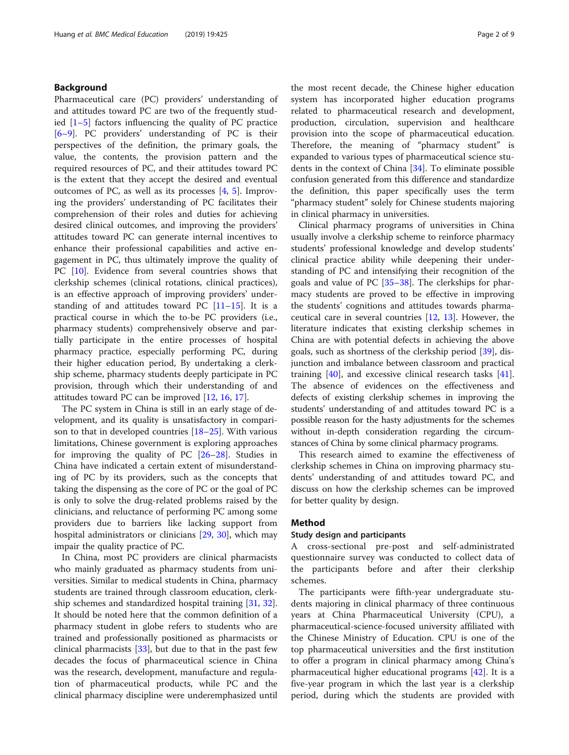## Background

Pharmaceutical care (PC) providers' understanding of and attitudes toward PC are two of the frequently studied [1–5] factors influencing the quality of PC practice [6–9]. PC providers' understanding of PC is their perspectives of the definition, the primary goals, the value, the contents, the provision pattern and the required resources of PC, and their attitudes toward PC is the extent that they accept the desired and eventual outcomes of PC, as well as its processes [4, 5]. Improving the providers' understanding of PC facilitates their comprehension of their roles and duties for achieving desired clinical outcomes, and improving the providers' attitudes toward PC can generate internal incentives to enhance their professional capabilities and active engagement in PC, thus ultimately improve the quality of PC [10]. Evidence from several countries shows that clerkship schemes (clinical rotations, clinical practices), is an effective approach of improving providers' understanding of and attitudes toward PC [11–15]. It is a practical course in which the to-be PC providers (i.e., pharmacy students) comprehensively observe and partially participate in the entire processes of hospital pharmacy practice, especially performing PC, during their higher education period, By undertaking a clerkship scheme, pharmacy students deeply participate in PC provision, through which their understanding of and attitudes toward PC can be improved [12, 16, 17].

The PC system in China is still in an early stage of development, and its quality is unsatisfactory in comparison to that in developed countries [18–25]. With various limitations, Chinese government is exploring approaches for improving the quality of PC [26–28]. Studies in China have indicated a certain extent of misunderstanding of PC by its providers, such as the concepts that taking the dispensing as the core of PC or the goal of PC is only to solve the drug-related problems raised by the clinicians, and reluctance of performing PC among some providers due to barriers like lacking support from hospital administrators or clinicians [29, 30], which may impair the quality practice of PC.

In China, most PC providers are clinical pharmacists who mainly graduated as pharmacy students from universities. Similar to medical students in China, pharmacy students are trained through classroom education, clerkship schemes and standardized hospital training [31, 32]. It should be noted here that the common definition of a pharmacy student in globe refers to students who are trained and professionally positioned as pharmacists or clinical pharmacists [33], but due to that in the past few decades the focus of pharmaceutical science in China was the research, development, manufacture and regulation of pharmaceutical products, while PC and the clinical pharmacy discipline were underemphasized until the most recent decade, the Chinese higher education system has incorporated higher education programs related to pharmaceutical research and development, production, circulation, supervision and healthcare provision into the scope of pharmaceutical education. Therefore, the meaning of "pharmacy student" is expanded to various types of pharmaceutical science students in the context of China [34]. To eliminate possible confusion generated from this difference and standardize the definition, this paper specifically uses the term "pharmacy student" solely for Chinese students majoring in clinical pharmacy in universities.

Clinical pharmacy programs of universities in China usually involve a clerkship scheme to reinforce pharmacy students' professional knowledge and develop students' clinical practice ability while deepening their understanding of PC and intensifying their recognition of the goals and value of PC [35–38]. The clerkships for pharmacy students are proved to be effective in improving the students' cognitions and attitudes towards pharmaceutical care in several countries [12, 13]. However, the literature indicates that existing clerkship schemes in China are with potential defects in achieving the above goals, such as shortness of the clerkship period [39], disjunction and imbalance between classroom and practical training [40], and excessive clinical research tasks [41]. The absence of evidences on the effectiveness and defects of existing clerkship schemes in improving the students' understanding of and attitudes toward PC is a possible reason for the hasty adjustments for the schemes without in-depth consideration regarding the circumstances of China by some clinical pharmacy programs.

This research aimed to examine the effectiveness of clerkship schemes in China on improving pharmacy students' understanding of and attitudes toward PC, and discuss on how the clerkship schemes can be improved for better quality by design.

## Method

### Study design and participants

A cross-sectional pre-post and self-administrated questionnaire survey was conducted to collect data of the participants before and after their clerkship schemes.

The participants were fifth-year undergraduate students majoring in clinical pharmacy of three continuous years at China Pharmaceutical University (CPU), a pharmaceutical-science-focused university affiliated with the Chinese Ministry of Education. CPU is one of the top pharmaceutical universities and the first institution to offer a program in clinical pharmacy among China's pharmaceutical higher educational programs [42]. It is a five-year program in which the last year is a clerkship period, during which the students are provided with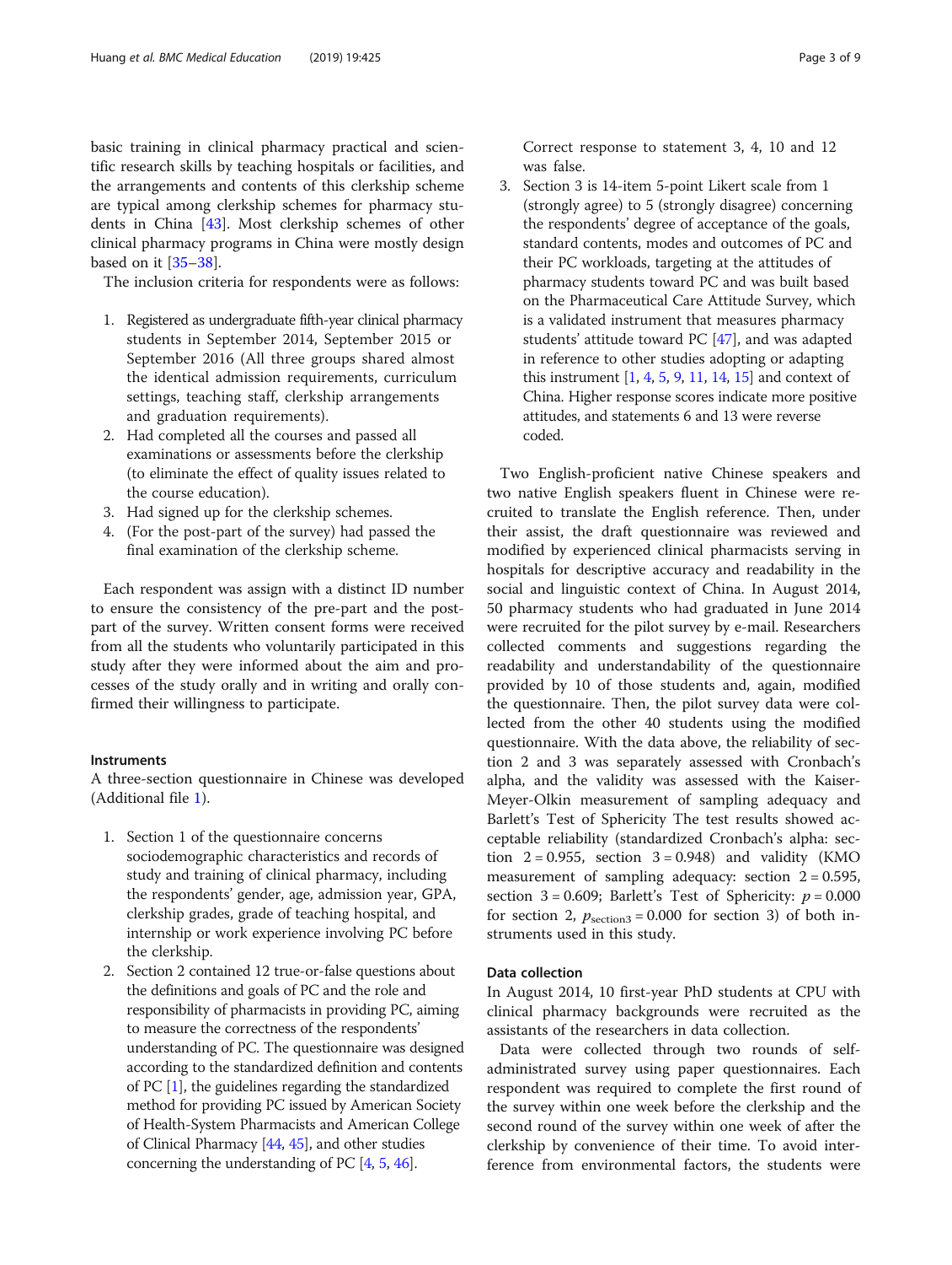basic training in clinical pharmacy practical and scientific research skills by teaching hospitals or facilities, and the arrangements and contents of this clerkship scheme are typical among clerkship schemes for pharmacy students in China [43]. Most clerkship schemes of other clinical pharmacy programs in China were mostly design based on it [35–38].

The inclusion criteria for respondents were as follows:

1. Registered as undergraduate fifth-year clinical pharmacy students in September 2014, September 2015 or September 2016 (All three groups shared almost the identical admission requirements, curriculum settings, teaching staff, clerkship arrangements and graduation requirements).
2. Had completed all the courses and passed all examinations or assessments before the clerkship (to eliminate the effect of quality issues related to the course education).
3. Had signed up for the clerkship schemes.
4. (For the post-part of the survey) had passed the final examination of the clerkship scheme.

Each respondent was assign with a distinct ID number to ensure the consistency of the pre-part and the post-part of the survey. Written consent forms were received from all the students who voluntarily participated in this study after they were informed about the aim and processes of the study orally and in writing and orally confirmed their willingness to participate.

### Instruments

A three-section questionnaire in Chinese was developed (Additional file 1).

1. Section 1 of the questionnaire concerns sociodemographic characteristics and records of study and training of clinical pharmacy, including the respondents' gender, age, admission year, GPA, clerkship grades, grade of teaching hospital, and internship or work experience involving PC before the clerkship.
2. Section 2 contained 12 true-or-false questions about the definitions and goals of PC and the role and responsibility of pharmacists in providing PC, aiming to measure the correctness of the respondents' understanding of PC. The questionnaire was designed according to the standardized definition and contents of PC [1], the guidelines regarding the standardized method for providing PC issued by American Society of Health-System Pharmacists and American College of Clinical Pharmacy [44, 45], and other studies concerning the understanding of PC [4, 5, 46]. Correct response to statement 3, 4, 10 and 12 was false.
3. Section 3 is 14-item 5-point Likert scale from 1 (strongly agree) to 5 (strongly disagree) concerning the respondents' degree of acceptance of the goals, standard contents, modes and outcomes of PC and their PC workloads, targeting at the attitudes of pharmacy students toward PC and was built based on the Pharmaceutical Care Attitude Survey, which is a validated instrument that measures pharmacy students' attitude toward PC [47], and was adapted in reference to other studies adopting or adapting this instrument [1, 4, 5, 9, 11, 14, 15] and context of China. Higher response scores indicate more positive attitudes, and statements 6 and 13 were reverse coded.

Two English-proficient native Chinese speakers and two native English speakers fluent in Chinese were recruited to translate the English reference. Then, under their assist, the draft questionnaire was reviewed and modified by experienced clinical pharmacists serving in hospitals for descriptive accuracy and readability in the social and linguistic context of China. In August 2014, 50 pharmacy students who had graduated in June 2014 were recruited for the pilot survey by e-mail. Researchers collected comments and suggestions regarding the readability and understandability of the questionnaire provided by 10 of those students and, again, modified the questionnaire. Then, the pilot survey data were collected from the other 40 students using the modified questionnaire. With the data above, the reliability of section 2 and 3 was separately assessed with Cronbach's alpha, and the validity was assessed with the Kaiser-Meyer-Olkin measurement of sampling adequacy and Barlett's Test of Sphericity The test results showed acceptable reliability (standardized Cronbach's alpha: section 2 = 0.955, section 3 = 0.948) and validity (KMO measurement of sampling adequacy: section 2 = 0.595, section 3 = 0.609; Barlett's Test of Sphericity: $p = 0.000$ for section 2, $p_{\text{section3}} = 0.000$ for section 3) of both instruments used in this study.

### Data collection

In August 2014, 10 first-year PhD students at CPU with clinical pharmacy backgrounds were recruited as the assistants of the researchers in data collection.

Data were collected through two rounds of self-administrated survey using paper questionnaires. Each respondent was required to complete the first round of the survey within one week before the clerkship and the second round of the survey within one week of after the clerkship by convenience of their time. To avoid interference from environmental factors, the students were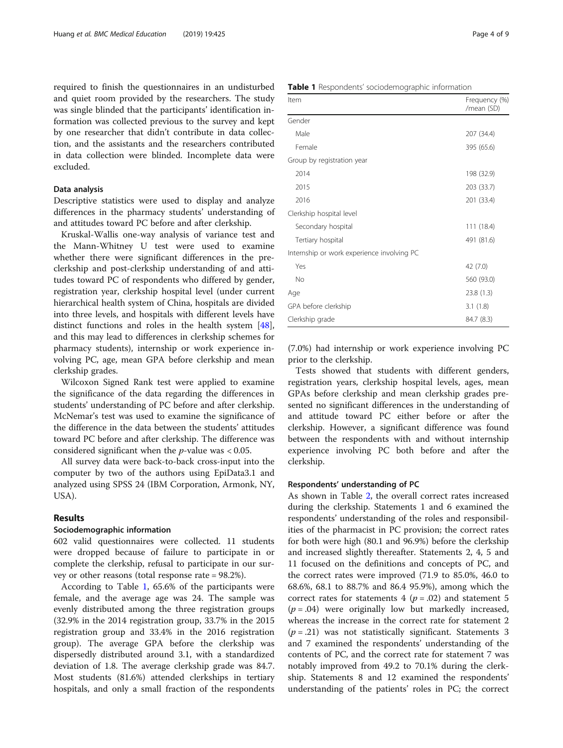required to finish the questionnaires in an undisturbed and quiet room provided by the researchers. The study was single blinded that the participants' identification information was collected previous to the survey and kept by one researcher that didn't contribute in data collection, and the assistants and the researchers contributed in data collection were blinded. Incomplete data were excluded.

### Data analysis

Descriptive statistics were used to display and analyze differences in the pharmacy students' understanding of and attitudes toward PC before and after clerkship.

Kruskal-Wallis one-way analysis of variance test and the Mann-Whitney U test were used to examine whether there were significant differences in the pre-clerkship and post-clerkship understanding of and attitudes toward PC of respondents who differed by gender, registration year, clerkship hospital level (under current hierarchical health system of China, hospitals are divided into three levels, and hospitals with different levels have distinct functions and roles in the health system [48], and this may lead to differences in clerkship schemes for pharmacy students), internship or work experience involving PC, age, mean GPA before clerkship and mean clerkship grades.

Wilcoxon Signed Rank test were applied to examine the significance of the data regarding the differences in students' understanding of PC before and after clerkship. McNemar's test was used to examine the significance of the difference in the data between the students' attitudes toward PC before and after clerkship. The difference was considered significant when the $p$-value was < 0.05.

All survey data were back-to-back cross-input into the computer by two of the authors using EpiData3.1 and analyzed using SPSS 24 (IBM Corporation, Armonk, NY, USA).

## Results

### Sociodemographic information

602 valid questionnaires were collected. 11 students were dropped because of failure to participate in or complete the clerkship, refusal to participate in our survey or other reasons (total response rate = 98.2%).

According to Table 1, 65.6% of the participants were female, and the average age was 24. The sample was evenly distributed among the three registration groups (32.9% in the 2014 registration group, 33.7% in the 2015 registration group and 33.4% in the 2016 registration group). The average GPA before the clerkship was dispersedly distributed around 3.1, with a standardized deviation of 1.8. The average clerkship grade was 84.7. Most students (81.6%) attended clerkships in tertiary hospitals, and only a small fraction of the respondents (7.0%) had internship or work experience involving PC prior to the clerkship.

**Table 1** Respondents' sociodemographic information

| Item | Frequency (%) /mean (SD) |
|---|---|
| Gender | |
| Male | 207 (34.4) |
| Female | 395 (65.6) |
| Group by registration year | |
| 2014 | 198 (32.9) |
| 2015 | 203 (33.7) |
| 2016 | 201 (33.4) |
| Clerkship hospital level | |
| Secondary hospital | 111 (18.4) |
| Tertiary hospital | 491 (81.6) |
| Internship or work experience involving PC | |
| Yes | 42 (7.0) |
| No | 560 (93.0) |
| Age | 23.8 (1.3) |
| GPA before clerkship | 3.1 (1.8) |
| Clerkship grade | 84.7 (8.3) |

Tests showed that students with different genders, registration years, clerkship hospital levels, ages, mean GPAs before clerkship and mean clerkship grades presented no significant differences in the understanding of and attitude toward PC either before or after the clerkship. However, a significant difference was found between the respondents with and without internship experience involving PC both before and after the clerkship.

### Respondents' understanding of PC

As shown in Table 2, the overall correct rates increased during the clerkship. Statements 1 and 6 examined the respondents' understanding of the roles and responsibilities of the pharmacist in PC provision; the correct rates for both were high (80.1 and 96.9%) before the clerkship and increased slightly thereafter. Statements 2, 4, 5 and 11 focused on the definitions and concepts of PC, and the correct rates were improved (71.9 to 85.0%, 46.0 to 68.6%, 68.1 to 88.7% and 86.4 95.9%), among which the correct rates for statements 4 ($p$ = .02) and statement 5 ($p$ = .04) were originally low but markedly increased, whereas the increase in the correct rate for statement 2 ($p$ = .21) was not statistically significant. Statements 3 and 7 examined the respondents' understanding of the contents of PC, and the correct rate for statement 7 was notably improved from 49.2 to 70.1% during the clerkship. Statements 8 and 12 examined the respondents' understanding of the patients' roles in PC; the correct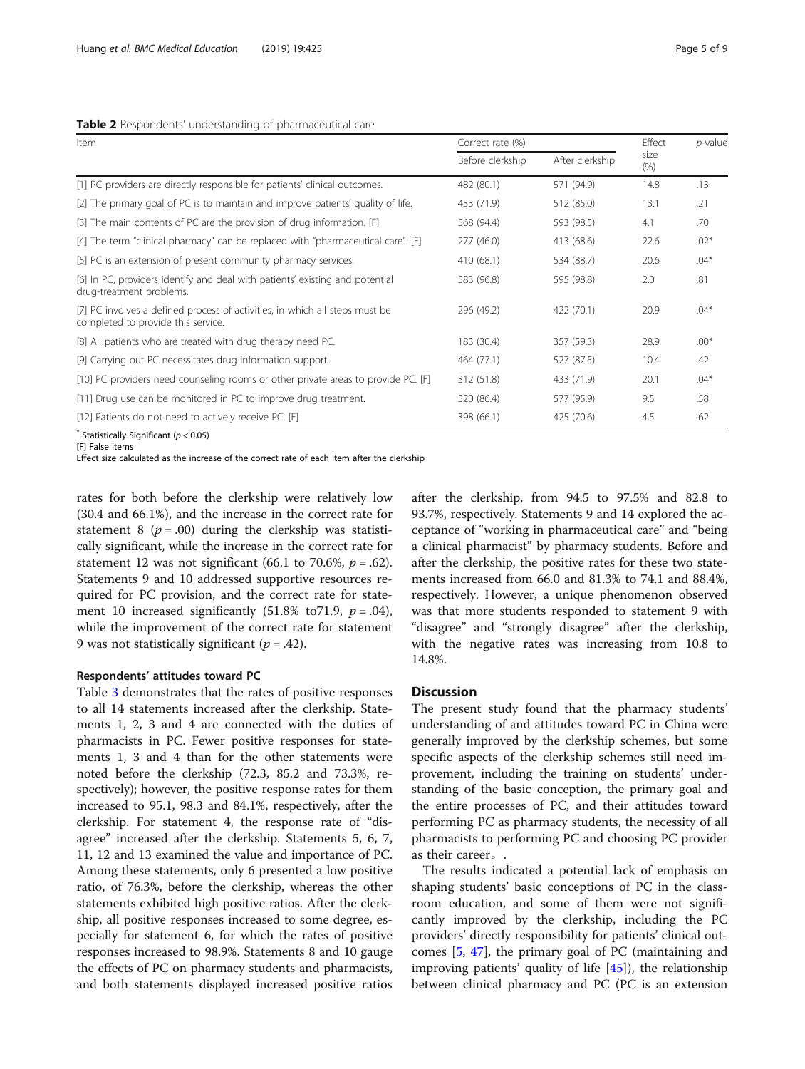**Table 2** Respondents' understanding of pharmaceutical care

| Item | Correct rate (%) | | Effect size (%) | *p*-value |
|---|---|---|---|---|
| | Before clerkship | After clerkship | | |
| [1] PC providers are directly responsible for patients' clinical outcomes. | 482 (80.1) | 571 (94.9) | 14.8 | .13 |
| [2] The primary goal of PC is to maintain and improve patients' quality of life. | 433 (71.9) | 512 (85.0) | 13.1 | .21 |
| [3] The main contents of PC are the provision of drug information. [F] | 568 (94.4) | 593 (98.5) | 4.1 | .70 |
| [4] The term "clinical pharmacy" can be replaced with "pharmaceutical care". [F] | 277 (46.0) | 413 (68.6) | 22.6 | .02* |
| [5] PC is an extension of present community pharmacy services. | 410 (68.1) | 534 (88.7) | 20.6 | .04* |
| [6] In PC, providers identify and deal with patients' existing and potential drug-treatment problems. | 583 (96.8) | 595 (98.8) | 2.0 | .81 |
| [7] PC involves a defined process of activities, in which all steps must be completed to provide this service. | 296 (49.2) | 422 (70.1) | 20.9 | .04* |
| [8] All patients who are treated with drug therapy need PC. | 183 (30.4) | 357 (59.3) | 28.9 | .00* |
| [9] Carrying out PC necessitates drug information support. | 464 (77.1) | 527 (87.5) | 10.4 | .42 |
| [10] PC providers need counseling rooms or other private areas to provide PC. [F] | 312 (51.8) | 433 (71.9) | 20.1 | .04* |
| [11] Drug use can be monitored in PC to improve drug treatment. | 520 (86.4) | 577 (95.9) | 9.5 | .58 |
| [12] Patients do not need to actively receive PC. [F] | 398 (66.1) | 425 (70.6) | 4.5 | .62 |

* Statistically Significant ($p < 0.05$)
[F] False items
Effect size calculated as the increase of the correct rate of each item after the clerkship

rates for both before the clerkship were relatively low (30.4 and 66.1%), and the increase in the correct rate for statement 8 ($p = .00$) during the clerkship was statistically significant, while the increase in the correct rate for statement 12 was not significant (66.1 to 70.6%, $p = .62$). Statements 9 and 10 addressed supportive resources required for PC provision, and the correct rate for statement 10 increased significantly (51.8% to71.9, $p = .04$), while the improvement of the correct rate for statement 9 was not statistically significant ($p = .42$).

#### Respondents' attitudes toward PC

Table 3 demonstrates that the rates of positive responses to all 14 statements increased after the clerkship. Statements 1, 2, 3 and 4 are connected with the duties of pharmacists in PC. Fewer positive responses for statements 1, 3 and 4 than for the other statements were noted before the clerkship (72.3, 85.2 and 73.3%, respectively); however, the positive response rates for them increased to 95.1, 98.3 and 84.1%, respectively, after the clerkship. For statement 4, the response rate of "disagree" increased after the clerkship. Statements 5, 6, 7, 11, 12 and 13 examined the value and importance of PC. Among these statements, only 6 presented a low positive ratio, of 76.3%, before the clerkship, whereas the other statements exhibited high positive ratios. After the clerkship, all positive responses increased to some degree, especially for statement 6, for which the rates of positive responses increased to 98.9%. Statements 8 and 10 gauge the effects of PC on pharmacy students and pharmacists, and both statements displayed increased positive ratios after the clerkship, from 94.5 to 97.5% and 82.8 to 93.7%, respectively. Statements 9 and 14 explored the acceptance of "working in pharmaceutical care" and "being a clinical pharmacist" by pharmacy students. Before and after the clerkship, the positive rates for these two statements increased from 66.0 and 81.3% to 74.1 and 88.4%, respectively. However, a unique phenomenon observed was that more students responded to statement 9 with "disagree" and "strongly disagree" after the clerkship, with the negative rates was increasing from 10.8 to 14.8%.

## Discussion

The present study found that the pharmacy students' understanding of and attitudes toward PC in China were generally improved by the clerkship schemes, but some specific aspects of the clerkship schemes still need improvement, including the training on students' understanding of the basic conception, the primary goal and the entire processes of PC, and their attitudes toward performing PC as pharmacy students, the necessity of all pharmacists to performing PC and choosing PC provider as their career。.

The results indicated a potential lack of emphasis on shaping students' basic conceptions of PC in the classroom education, and some of them were not significantly improved by the clerkship, including the PC providers' directly responsibility for patients' clinical outcomes [5, 47], the primary goal of PC (maintaining and improving patients' quality of life [45]), the relationship between clinical pharmacy and PC (PC is an extension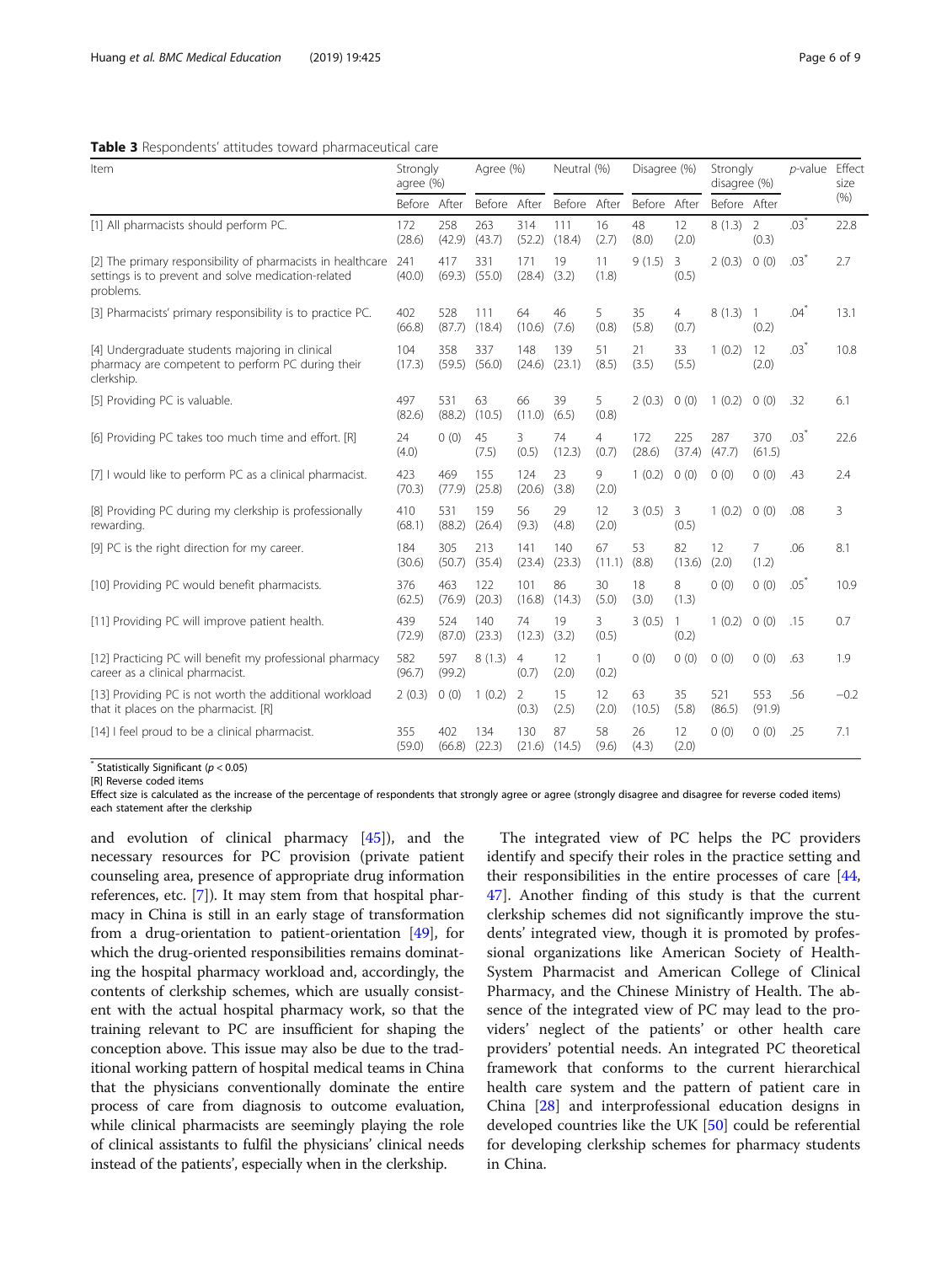**Table 3** Respondents' attitudes toward pharmaceutical care

| Item | Strongly agree (%) | | Agree (%) | | Neutral (%) | | Disagree (%) | | Strongly disagree (%) | | *p*-value | Effect size (%) |
|---|---|---|---|---|---|---|---|---|---|---|---|---|
| | Before | After | Before | After | Before | After | Before | After | Before | After | | |
| [1] All pharmacists should perform PC. | 172 (28.6) | 258 (42.9) | 263 (43.7) | 314 (52.2) | 111 (18.4) | 16 (2.7) | 48 (8.0) | 12 (2.0) | 8 (1.3) | 2 (0.3) | .03* | 22.8 |
| [2] The primary responsibility of pharmacists in healthcare settings is to prevent and solve medication-related problems. | 241 (40.0) | 417 (69.3) | 331 (55.0) | 171 (28.4) | 19 (3.2) | 11 (1.8) | 9 (1.5) | 3 (0.5) | 2 (0.3) | 0 (0) | .03* | 2.7 |
| [3] Pharmacists' primary responsibility is to practice PC. | 402 (66.8) | 528 (87.7) | 111 (18.4) | 64 (10.6) | 46 (7.6) | 5 (0.8) | 35 (5.8) | 4 (0.7) | 8 (1.3) | 1 (0.2) | .04* | 13.1 |
| [4] Undergraduate students majoring in clinical pharmacy are competent to perform PC during their clerkship. | 104 (17.3) | 358 (59.5) | 337 (56.0) | 148 (24.6) | 139 (23.1) | 51 (8.5) | 21 (3.5) | 33 (5.5) | 1 (0.2) | 12 (2.0) | .03* | 10.8 |
| [5] Providing PC is valuable. | 497 (82.6) | 531 (88.2) | 63 (10.5) | 66 (11.0) | 39 (6.5) | 5 (0.8) | 2 (0.3) | 0 (0) | 1 (0.2) | 0 (0) | .32 | 6.1 |
| [6] Providing PC takes too much time and effort. [R] | 24 (4.0) | 0 (0) | 45 (7.5) | 3 (0.5) | 74 (12.3) | 4 (0.7) | 172 (28.6) | 225 (37.4) | 287 (47.7) | 370 (61.5) | .03* | 22.6 |
| [7] I would like to perform PC as a clinical pharmacist. | 423 (70.3) | 469 (77.9) | 155 (25.8) | 124 (20.6) | 23 (3.8) | 9 (2.0) | 1 (0.2) | 0 (0) | 0 (0) | 0 (0) | .43 | 2.4 |
| [8] Providing PC during my clerkship is professionally rewarding. | 410 (68.1) | 531 (88.2) | 159 (26.4) | 56 (9.3) | 29 (4.8) | 12 (2.0) | 3 (0.5) | 3 (0.5) | 1 (0.2) | 0 (0) | .08 | 3 |
| [9] PC is the right direction for my career. | 184 (30.6) | 305 (50.7) | 213 (35.4) | 141 (23.4) | 140 (23.3) | 67 (11.1) | 53 (8.8) | 82 (13.6) | 12 (2.0) | 7 (1.2) | .06 | 8.1 |
| [10] Providing PC would benefit pharmacists. | 376 (62.5) | 463 (76.9) | 122 (20.3) | 101 (16.8) | 86 (14.3) | 30 (5.0) | 18 (3.0) | 8 (1.3) | 0 (0) | 0 (0) | .05* | 10.9 |
| [11] Providing PC will improve patient health. | 439 (72.9) | 524 (87.0) | 140 (23.3) | 74 (12.3) | 19 (3.2) | 3 (0.5) | 3 (0.5) | 1 (0.2) | 1 (0.2) | 0 (0) | .15 | 0.7 |
| [12] Practicing PC will benefit my professional pharmacy career as a clinical pharmacist. | 582 (96.7) | 597 (99.2) | 8 (1.3) | 4 (0.7) | 12 (2.0) | 1 (0.2) | 0 (0) | 0 (0) | 0 (0) | 0 (0) | .63 | 1.9 |
| [13] Providing PC is not worth the additional workload that it places on the pharmacist. [R] | 2 (0.3) | 0 (0) | 1 (0.2) | 2 (0.3) | 15 (2.5) | 12 (2.0) | 63 (10.5) | 35 (5.8) | 521 (86.5) | 553 (91.9) | .56 | −0.2 |
| [14] I feel proud to be a clinical pharmacist. | 355 (59.0) | 402 (66.8) | 134 (22.3) | 130 (21.6) | 87 (14.5) | 58 (9.6) | 26 (4.3) | 12 (2.0) | 0 (0) | 0 (0) | .25 | 7.1 |

* Statistically Significant ($p < 0.05$)

[R] Reverse coded items

Effect size is calculated as the increase of the percentage of respondents that strongly agree or agree (strongly disagree and disagree for reverse coded items) each statement after the clerkship

and evolution of clinical pharmacy [45]), and the necessary resources for PC provision (private patient counseling area, presence of appropriate drug information references, etc. [7]). It may stem from that hospital pharmacy in China is still in an early stage of transformation from a drug-orientation to patient-orientation [49], for which the drug-oriented responsibilities remains dominating the hospital pharmacy workload and, accordingly, the contents of clerkship schemes, which are usually consistent with the actual hospital pharmacy work, so that the training relevant to PC are insufficient for shaping the conception above. This issue may also be due to the traditional working pattern of hospital medical teams in China that the physicians conventionally dominate the entire process of care from diagnosis to outcome evaluation, while clinical pharmacists are seemingly playing the role of clinical assistants to fulfil the physicians' clinical needs instead of the patients', especially when in the clerkship.

The integrated view of PC helps the PC providers identify and specify their roles in the practice setting and their responsibilities in the entire processes of care [44, 47]. Another finding of this study is that the current clerkship schemes did not significantly improve the students' integrated view, though it is promoted by professional organizations like American Society of Health-System Pharmacist and American College of Clinical Pharmacy, and the Chinese Ministry of Health. The absence of the integrated view of PC may lead to the providers' neglect of the patients' or other health care providers' potential needs. An integrated PC theoretical framework that conforms to the current hierarchical health care system and the pattern of patient care in China [28] and interprofessional education designs in developed countries like the UK [50] could be referential for developing clerkship schemes for pharmacy students in China.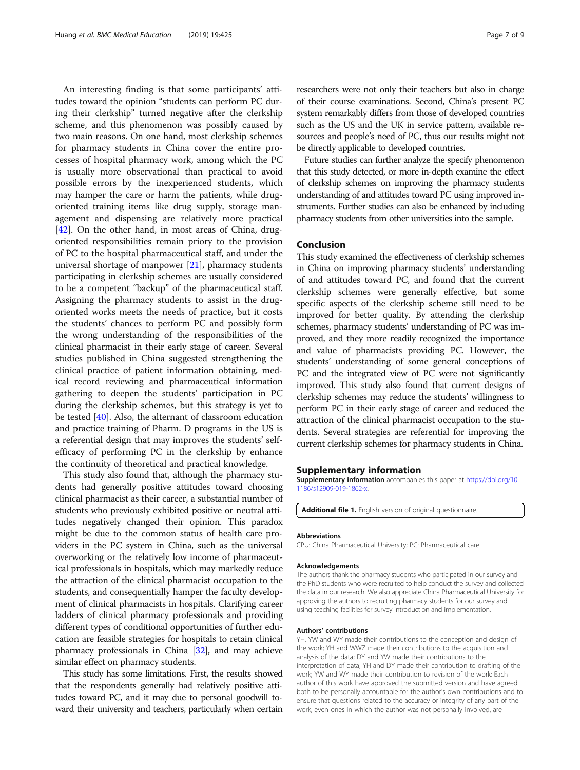An interesting finding is that some participants' attitudes toward the opinion "students can perform PC during their clerkship" turned negative after the clerkship scheme, and this phenomenon was possibly caused by two main reasons. On one hand, most clerkship schemes for pharmacy students in China cover the entire processes of hospital pharmacy work, among which the PC is usually more observational than practical to avoid possible errors by the inexperienced students, which may hamper the care or harm the patients, while drug-oriented training items like drug supply, storage management and dispensing are relatively more practical [42]. On the other hand, in most areas of China, drug-oriented responsibilities remain priory to the provision of PC to the hospital pharmaceutical staff, and under the universal shortage of manpower [21], pharmacy students participating in clerkship schemes are usually considered to be a competent "backup" of the pharmaceutical staff. Assigning the pharmacy students to assist in the drug-oriented works meets the needs of practice, but it costs the students' chances to perform PC and possibly form the wrong understanding of the responsibilities of the clinical pharmacist in their early stage of career. Several studies published in China suggested strengthening the clinical practice of patient information obtaining, medical record reviewing and pharmaceutical information gathering to deepen the students' participation in PC during the clerkship schemes, but this strategy is yet to be tested [40]. Also, the alternant of classroom education and practice training of Pharm. D programs in the US is a referential design that may improves the students' self-efficacy of performing PC in the clerkship by enhance the continuity of theoretical and practical knowledge.

This study also found that, although the pharmacy students had generally positive attitudes toward choosing clinical pharmacist as their career, a substantial number of students who previously exhibited positive or neutral attitudes negatively changed their opinion. This paradox might be due to the common status of health care providers in the PC system in China, such as the universal overworking or the relatively low income of pharmaceutical professionals in hospitals, which may markedly reduce the attraction of the clinical pharmacist occupation to the students, and consequentially hamper the faculty development of clinical pharmacists in hospitals. Clarifying career ladders of clinical pharmacy professionals and providing different types of conditional opportunities of further education are feasible strategies for hospitals to retain clinical pharmacy professionals in China [32], and may achieve similar effect on pharmacy students.

This study has some limitations. First, the results showed that the respondents generally had relatively positive attitudes toward PC, and it may due to personal goodwill toward their university and teachers, particularly when certain researchers were not only their teachers but also in charge of their course examinations. Second, China's present PC system remarkably differs from those of developed countries such as the US and the UK in service pattern, available resources and people's need of PC, thus our results might not be directly applicable to developed countries.

Future studies can further analyze the specify phenomenon that this study detected, or more in-depth examine the effect of clerkship schemes on improving the pharmacy students understanding of and attitudes toward PC using improved instruments. Further studies can also be enhanced by including pharmacy students from other universities into the sample.

## Conclusion

This study examined the effectiveness of clerkship schemes in China on improving pharmacy students' understanding of and attitudes toward PC, and found that the current clerkship schemes were generally effective, but some specific aspects of the clerkship scheme still need to be improved for better quality. By attending the clerkship schemes, pharmacy students' understanding of PC was improved, and they more readily recognized the importance and value of pharmacists providing PC. However, the students' understanding of some general conceptions of PC and the integrated view of PC were not significantly improved. This study also found that current designs of clerkship schemes may reduce the students' willingness to perform PC in their early stage of career and reduced the attraction of the clinical pharmacist occupation to the students. Several strategies are referential for improving the current clerkship schemes for pharmacy students in China.

## Supplementary information

**Supplementary information** accompanies this paper at https://doi.org/10.1186/s12909-019-1862-x.

**Additional file 1.** English version of original questionnaire.

#### Abbreviations

CPU: China Pharmaceutical University; PC: Pharmaceutical care

#### Acknowledgements

The authors thank the pharmacy students who participated in our survey and the PhD students who were recruited to help conduct the survey and collected the data in our research. We also appreciate China Pharmaceutical University for approving the authors to recruiting pharmacy students for our survey and using teaching facilities for survey introduction and implementation.

#### Authors' contributions

YH, YW and WY made their contributions to the conception and design of the work; YH and WWZ made their contributions to the acquisition and analysis of the data; DY and YW made their contributions to the interpretation of data; YH and DY made their contribution to drafting of the work; YW and WY made their contribution to revision of the work; Each author of this work have approved the submitted version and have agreed both to be personally accountable for the author's own contributions and to ensure that questions related to the accuracy or integrity of any part of the work, even ones in which the author was not personally involved, are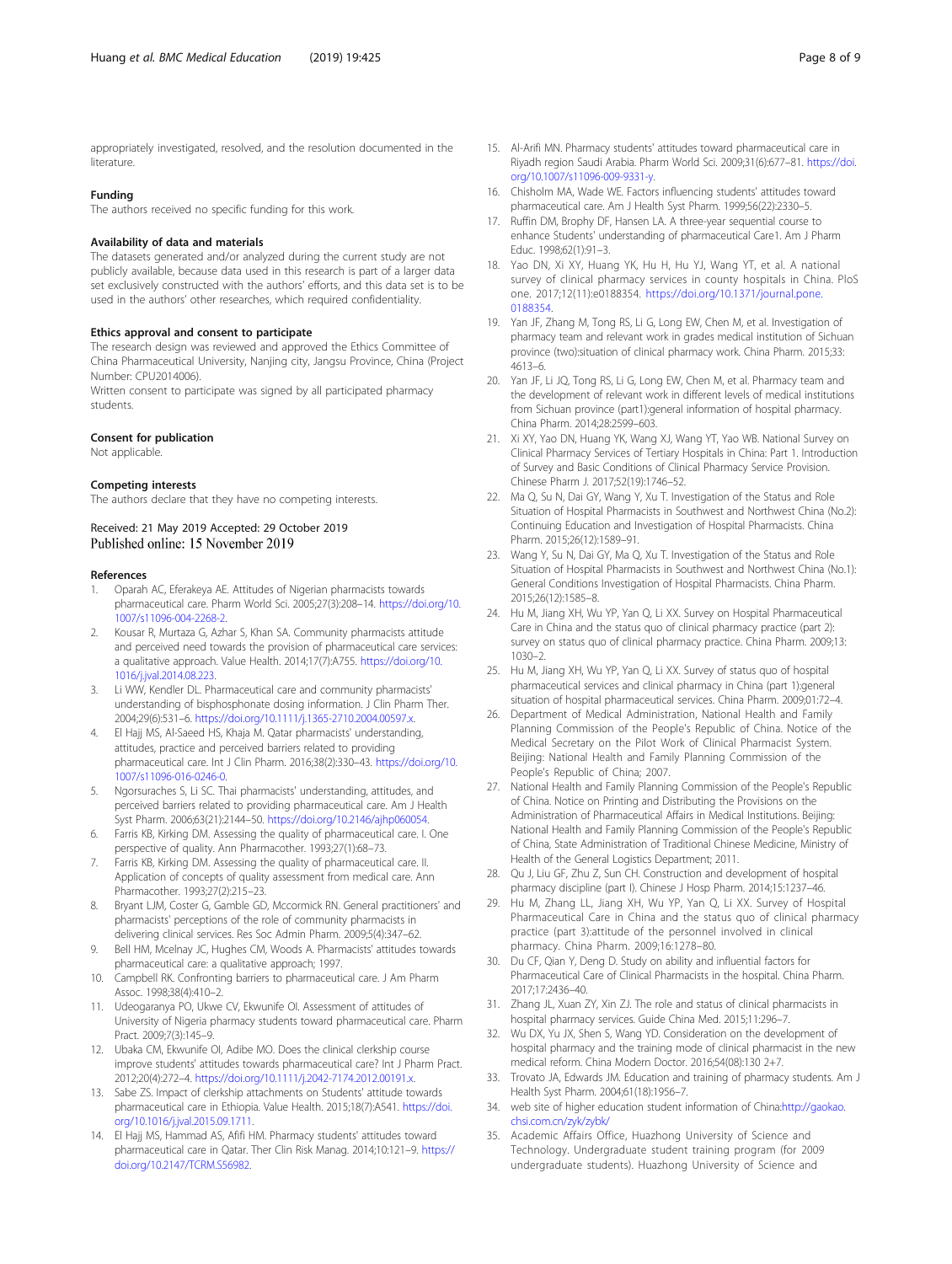appropriately investigated, resolved, and the resolution documented in the literature.

## Funding

The authors received no specific funding for this work.

## Availability of data and materials

The datasets generated and/or analyzed during the current study are not publicly available, because data used in this research is part of a larger data set exclusively constructed with the authors' efforts, and this data set is to be used in the authors' other researches, which required confidentiality.

## Ethics approval and consent to participate

The research design was reviewed and approved the Ethics Committee of China Pharmaceutical University, Nanjing city, Jangsu Province, China (Project Number: CPU2014006).
Written consent to participate was signed by all participated pharmacy students.

## Consent for publication

Not applicable.

## Competing interests

The authors declare that they have no competing interests.

Received: 21 May 2019 Accepted: 29 October 2019
Published online: 15 November 2019

## References

1. Oparah AC, Eferakeya AE. Attitudes of Nigerian pharmacists towards pharmaceutical care. Pharm World Sci. 2005;27(3):208–14. https://doi.org/10.1007/s11096-004-2268-2.
2. Kousar R, Murtaza G, Azhar S, Khan SA. Community pharmacists attitude and perceived need towards the provision of pharmaceutical care services: a qualitative approach. Value Health. 2014;17(7):A755. https://doi.org/10.1016/j.jval.2014.08.223.
3. Li WW, Kendler DL. Pharmaceutical care and community pharmacists' understanding of bisphosphonate dosing information. J Clin Pharm Ther. 2004;29(6):531–6. https://doi.org/10.1111/j.1365-2710.2004.00597.x.
4. El Hajj MS, Al-Saeed HS, Khaja M. Qatar pharmacists' understanding, attitudes, practice and perceived barriers related to providing pharmaceutical care. Int J Clin Pharm. 2016;38(2):330–43. https://doi.org/10.1007/s11096-016-0246-0.
5. Ngorsuraches S, Li SC. Thai pharmacists' understanding, attitudes, and perceived barriers related to providing pharmaceutical care. Am J Health Syst Pharm. 2006;63(21):2144–50. https://doi.org/10.2146/ajhp060054.
6. Farris KB, Kirking DM. Assessing the quality of pharmaceutical care. I. One perspective of quality. Ann Pharmacother. 1993;27(1):68–73.
7. Farris KB, Kirking DM. Assessing the quality of pharmaceutical care. II. Application of concepts of quality assessment from medical care. Ann Pharmacother. 1993;27(2):215–23.
8. Bryant LJM, Coster G, Gamble GD, Mccormick RN. General practitioners' and pharmacists' perceptions of the role of community pharmacists in delivering clinical services. Res Soc Admin Pharm. 2009;5(4):347–62.
9. Bell HM, Mcelnay JC, Hughes CM, Woods A. Pharmacists' attitudes towards pharmaceutical care: a qualitative approach; 1997.
10. Campbell RK. Confronting barriers to pharmaceutical care. J Am Pharm Assoc. 1998;38(4):410–2.
11. Udeogaranya PO, Ukwe CV, Ekwunife OI. Assessment of attitudes of University of Nigeria pharmacy students toward pharmaceutical care. Pharm Pract. 2009;7(3):145–9.
12. Ubaka CM, Ekwunife OI, Adibe MO. Does the clinical clerkship course improve students' attitudes towards pharmaceutical care? Int J Pharm Pract. 2012;20(4):272–4. https://doi.org/10.1111/j.2042-7174.2012.00191.x.
13. Sabe ZS. Impact of clerkship attachments on Students' attitude towards pharmaceutical care in Ethiopia. Value Health. 2015;18(7):A541. https://doi.org/10.1016/j.jval.2015.09.1711.
14. El Hajj MS, Hammad AS, Afifi HM. Pharmacy students' attitudes toward pharmaceutical care in Qatar. Ther Clin Risk Manag. 2014;10:121–9. https://doi.org/10.2147/TCRM.S56982.
15. Al-Arifi MN. Pharmacy students' attitudes toward pharmaceutical care in Riyadh region Saudi Arabia. Pharm World Sci. 2009;31(6):677–81. https://doi.org/10.1007/s11096-009-9331-y.
16. Chisholm MA, Wade WE. Factors influencing students' attitudes toward pharmaceutical care. Am J Health Syst Pharm. 1999;56(22):2330–5.
17. Ruffin DM, Brophy DF, Hansen LA. A three-year sequential course to enhance Students' understanding of pharmaceutical Care1. Am J Pharm Educ. 1998;62(1):91–3.
18. Yao DN, Xi XY, Huang YK, Hu H, Hu YJ, Wang YT, et al. A national survey of clinical pharmacy services in county hospitals in China. PloS one. 2017;12(11):e0188354. https://doi.org/10.1371/journal.pone.0188354.
19. Yan JF, Zhang M, Tong RS, Li G, Long EW, Chen M, et al. Investigation of pharmacy team and relevant work in grades medical institution of Sichuan province (two):situation of clinical pharmacy work. China Pharm. 2015;33:4613–6.
20. Yan JF, Li JQ, Tong RS, Li G, Long EW, Chen M, et al. Pharmacy team and the development of relevant work in different levels of medical institutions from Sichuan province (part1):general information of hospital pharmacy. China Pharm. 2014;28:2599–603.
21. Xi XY, Yao DN, Huang YK, Wang XJ, Wang YT, Yao WB. National Survey on Clinical Pharmacy Services of Tertiary Hospitals in China: Part 1. Introduction of Survey and Basic Conditions of Clinical Pharmacy Service Provision. Chinese Pharm J. 2017;52(19):1746–52.
22. Ma Q, Su N, Dai GY, Wang Y, Xu T. Investigation of the Status and Role Situation of Hospital Pharmacists in Southwest and Northwest China (No.2): Continuing Education and Investigation of Hospital Pharmacists. China Pharm. 2015;26(12):1589–91.
23. Wang Y, Su N, Dai GY, Ma Q, Xu T. Investigation of the Status and Role Situation of Hospital Pharmacists in Southwest and Northwest China (No.1): General Conditions Investigation of Hospital Pharmacists. China Pharm. 2015;26(12):1585–8.
24. Hu M, Jiang XH, Wu YP, Yan Q, Li XX. Survey on Hospital Pharmaceutical Care in China and the status quo of clinical pharmacy practice (part 2): survey on status quo of clinical pharmacy practice. China Pharm. 2009;13:1030–2.
25. Hu M, Jiang XH, Wu YP, Yan Q, Li XX. Survey of status quo of hospital pharmaceutical services and clinical pharmacy in China (part 1):general situation of hospital pharmaceutical services. China Pharm. 2009;01:72–4.
26. Department of Medical Administration, National Health and Family Planning Commission of the People's Republic of China. Notice of the Medical Secretary on the Pilot Work of Clinical Pharmacist System. Beijing: National Health and Family Planning Commission of the People's Republic of China; 2007.
27. National Health and Family Planning Commission of the People's Republic of China. Notice on Printing and Distributing the Provisions on the Administration of Pharmaceutical Affairs in Medical Institutions. Beijing: National Health and Family Planning Commission of the People's Republic of China, State Administration of Traditional Chinese Medicine, Ministry of Health of the General Logistics Department; 2011.
28. Qu J, Liu GF, Zhu Z, Sun CH. Construction and development of hospital pharmacy discipline (part I). Chinese J Hosp Pharm. 2014;15:1237–46.
29. Hu M, Zhang LL, Jiang XH, Wu YP, Yan Q, Li XX. Survey of Hospital Pharmaceutical Care in China and the status quo of clinical pharmacy practice (part 3):attitude of the personnel involved in clinical pharmacy. China Pharm. 2009;16:1278–80.
30. Du CF, Qian Y, Deng D. Study on ability and influential factors for Pharmaceutical Care of Clinical Pharmacists in the hospital. China Pharm. 2017;17:2436–40.
31. Zhang JL, Xuan ZY, Xin ZJ. The role and status of clinical pharmacists in hospital pharmacy services. Guide China Med. 2015;11:296–7.
32. Wu DX, Yu JX, Shen S, Wang YD. Consideration on the development of hospital pharmacy and the training mode of clinical pharmacist in the new medical reform. China Modern Doctor. 2016;54(08):130 2+7.
33. Trovato JA, Edwards JM. Education and training of pharmacy students. Am J Health Syst Pharm. 2004;61(18):1956–7.
34. web site of higher education student information of China:http://gaokao.chsi.com.cn/zyk/zybk/
35. Academic Affairs Office, Huazhong University of Science and Technology. Undergraduate student training program (for 2009 undergraduate students). Huazhong University of Science and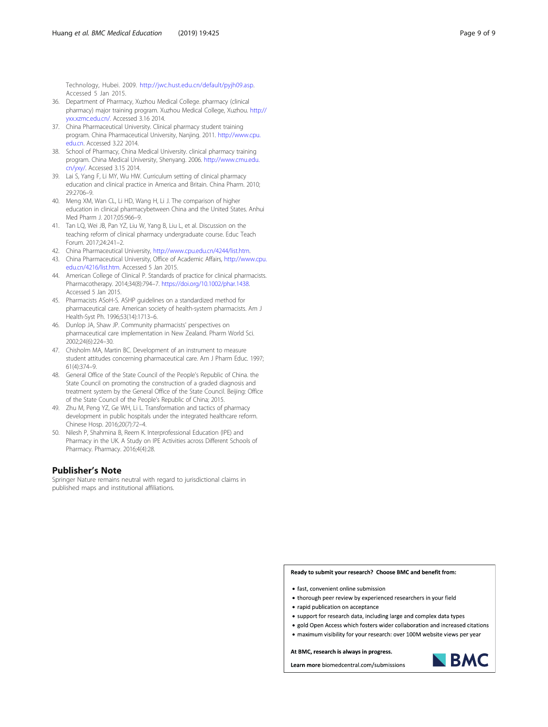Technology, Hubei. 2009. http://jwc.hust.edu.cn/default/pyjh09.asp. Accessed 5 Jan 2015.

36. Department of Pharmacy, Xuzhou Medical College. pharmacy (clinical pharmacy) major training program. Xuzhou Medical College, Xuzhou. http://yxx.xzmc.edu.cn/. Accessed 3.16 2014.
37. China Pharmaceutical University. Clinical pharmacy student training program. China Pharmaceutical University, Nanjing. 2011. http://www.cpu.edu.cn. Accessed 3.22 2014.
38. School of Pharmacy, China Medical University. clinical pharmacy training program. China Medical University, Shenyang. 2006. http://www.cmu.edu.cn/yxy/. Accessed 3.15 2014.
39. Lai S, Yang F, Li MY, Wu HW. Curriculum setting of clinical pharmacy education and clinical practice in America and Britain. China Pharm. 2010;29:2706–9.
40. Meng XM, Wan CL, Li HD, Wang H, Li J. The comparison of higher education in clinical pharmacybetween China and the United States. Anhui Med Pharm J. 2017;05:966–9.
41. Tan LQ, Wei JB, Pan YZ, Liu W, Yang B, Liu L, et al. Discussion on the teaching reform of clinical pharmacy undergraduate course. Educ Teach Forum. 2017;24:241–2.
42. China Pharmaceutical University, http://www.cpu.edu.cn/4244/list.htm.
43. China Pharmaceutical University, Office of Academic Affairs, http://www.cpu.edu.cn/4216/list.htm. Accessed 5 Jan 2015.
44. American College of Clinical P. Standards of practice for clinical pharmacists. Pharmacotherapy. 2014;34(8):794–7. https://doi.org/10.1002/phar.1438. Accessed 5 Jan 2015.
45. Pharmacists ASoH-S. ASHP guidelines on a standardized method for pharmaceutical care. American society of health-system pharmacists. Am J Health-Syst Ph. 1996;53(14):1713–6.
46. Dunlop JA, Shaw JP. Community pharmacists' perspectives on pharmaceutical care implementation in New Zealand. Pharm World Sci. 2002;24(6):224–30.
47. Chisholm MA, Martin BC. Development of an instrument to measure student attitudes concerning pharmaceutical care. Am J Pharm Educ. 1997;61(4):374–9.
48. General Office of the State Council of the People's Republic of China. the State Council on promoting the construction of a graded diagnosis and treatment system by the General Office of the State Council. Beijing: Office of the State Council of the People's Republic of China; 2015.
49. Zhu M, Peng YZ, Ge WH, Li L. Transformation and tactics of pharmacy development in public hospitals under the integrated healthcare reform. Chinese Hosp. 2016;20(7):72–4.
50. Nilesh P, Shahmina B, Reem K. Interprofessional Education (IPE) and Pharmacy in the UK. A Study on IPE Activities across Different Schools of Pharmacy. Pharmacy. 2016;4(4):28.

## Publisher's Note

Springer Nature remains neutral with regard to jurisdictional claims in published maps and institutional affiliations.

**Ready to submit your research? Choose BMC and benefit from:**

- fast, convenient online submission
- thorough peer review by experienced researchers in your field
- rapid publication on acceptance
- support for research data, including large and complex data types
- gold Open Access which fosters wider collaboration and increased citations
- maximum visibility for your research: over 100M website views per year

**At BMC, research is always in progress.**

**Learn more** biomedcentral.com/submissions

BMC